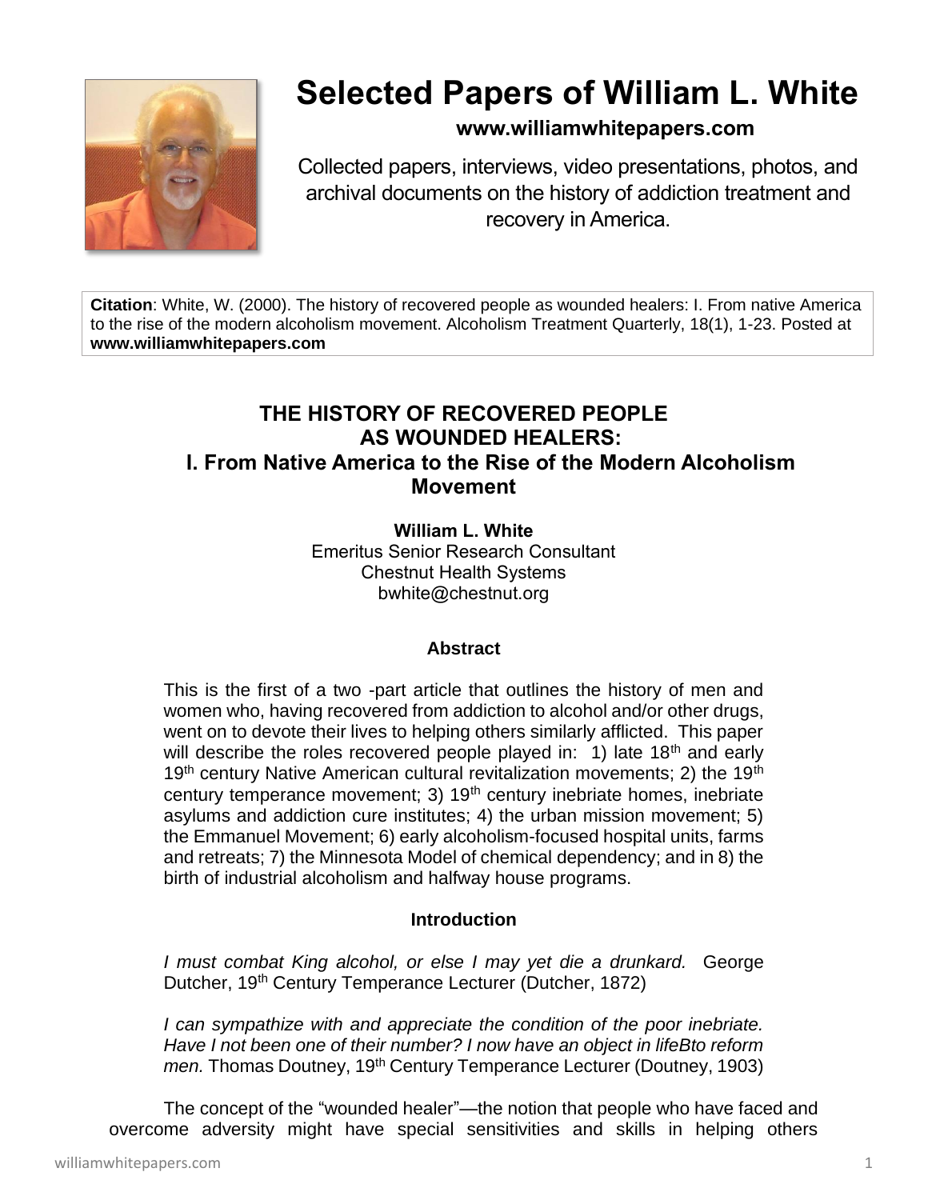# Selected Papers of William L. White

**www.williamwhitepapers.com**

Collected papers, interviews, video presentations, photos, and archival documents on the history of addiction treatment and recovery in America.

**Citation**: White, W. (2000). The history of recovered people as wounded healers: I. From native America to the rise of the modern alcoholism movement. Alcoholism Treatment Quarterly, 18(1), 1-23. Posted at **www.williamwhitepapers.com**

## THE HISTORY OF RECOVERED PEOPLE AS WOUNDED HEALERS: I. From Native America to the Rise of the Modern Alcoholism Movement

**William L. White**
Emeritus Senior Research Consultant
Chestnut Health Systems
bwhite@chestnut.org

### Abstract

This is the first of a two -part article that outlines the history of men and women who, having recovered from addiction to alcohol and/or other drugs, went on to devote their lives to helping others similarly afflicted. This paper will describe the roles recovered people played in: 1) late 18th and early 19th century Native American cultural revitalization movements; 2) the 19th century temperance movement; 3) 19th century inebriate homes, inebriate asylums and addiction cure institutes; 4) the urban mission movement; 5) the Emmanuel Movement; 6) early alcoholism-focused hospital units, farms and retreats; 7) the Minnesota Model of chemical dependency; and in 8) the birth of industrial alcoholism and halfway house programs.

### Introduction

*I must combat King alcohol, or else I may yet die a drunkard.* George Dutcher, 19th Century Temperance Lecturer (Dutcher, 1872)

*I can sympathize with and appreciate the condition of the poor inebriate. Have I not been one of their number? I now have an object in lifeBto reform men.* Thomas Doutney, 19th Century Temperance Lecturer (Doutney, 1903)

The concept of the "wounded healer"—the notion that people who have faced and overcome adversity might have special sensitivities and skills in helping others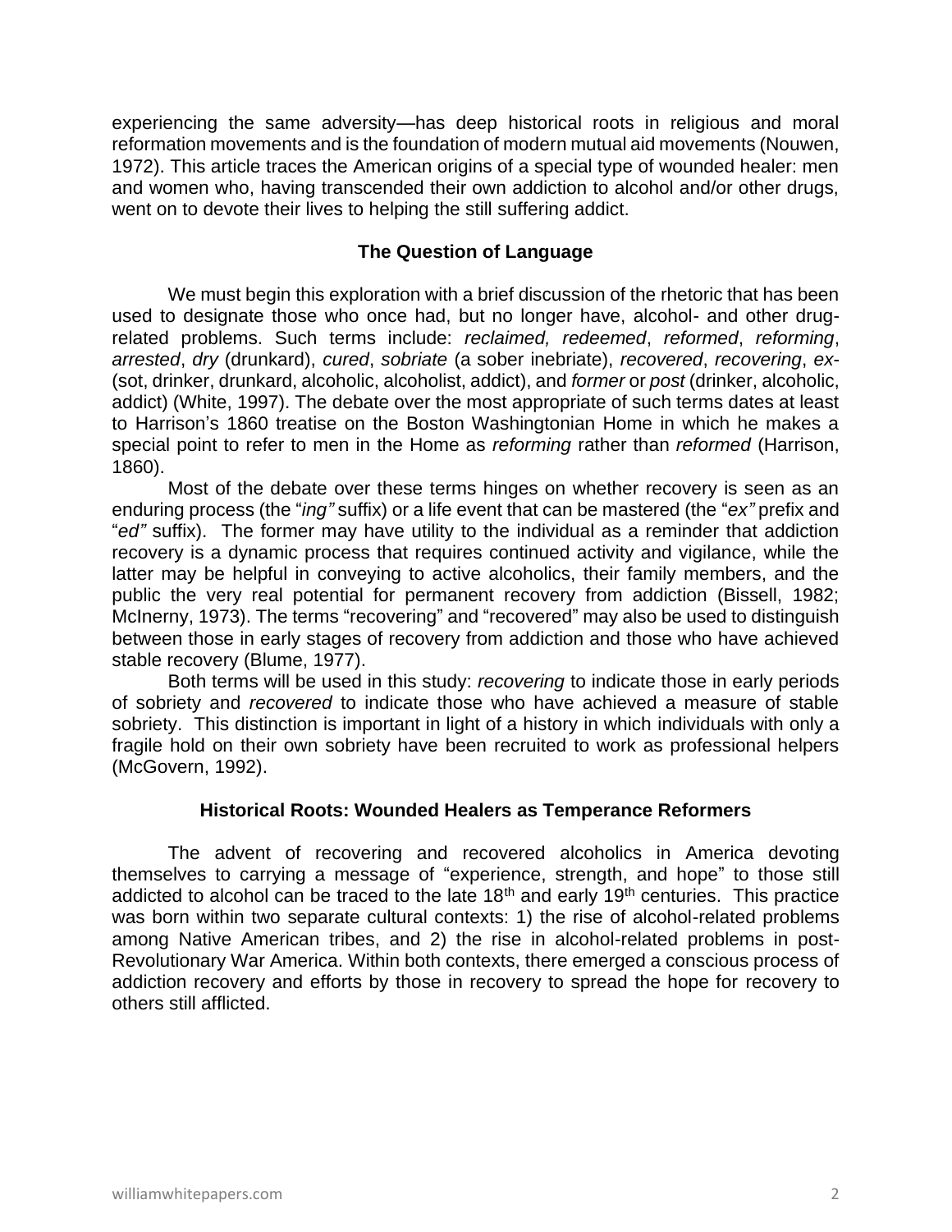experiencing the same adversity—has deep historical roots in religious and moral reformation movements and is the foundation of modern mutual aid movements (Nouwen, 1972). This article traces the American origins of a special type of wounded healer: men and women who, having transcended their own addiction to alcohol and/or other drugs, went on to devote their lives to helping the still suffering addict.

## The Question of Language

We must begin this exploration with a brief discussion of the rhetoric that has been used to designate those who once had, but no longer have, alcohol- and other drug-related problems. Such terms include: *reclaimed, redeemed*, *reformed*, *reforming*, *arrested*, *dry* (drunkard), *cured*, *sobriate* (a sober inebriate), *recovered*, *recovering*, *ex-* (sot, drinker, drunkard, alcoholic, alcoholist, addict), and *former* or *post* (drinker, alcoholic, addict) (White, 1997). The debate over the most appropriate of such terms dates at least to Harrison's 1860 treatise on the Boston Washingtonian Home in which he makes a special point to refer to men in the Home as *reforming* rather than *reformed* (Harrison, 1860).

Most of the debate over these terms hinges on whether recovery is seen as an enduring process (the "*ing"* suffix) or a life event that can be mastered (the "*ex"* prefix and "*ed"* suffix). The former may have utility to the individual as a reminder that addiction recovery is a dynamic process that requires continued activity and vigilance, while the latter may be helpful in conveying to active alcoholics, their family members, and the public the very real potential for permanent recovery from addiction (Bissell, 1982; McInerny, 1973). The terms "recovering" and "recovered" may also be used to distinguish between those in early stages of recovery from addiction and those who have achieved stable recovery (Blume, 1977).

Both terms will be used in this study: *recovering* to indicate those in early periods of sobriety and *recovered* to indicate those who have achieved a measure of stable sobriety. This distinction is important in light of a history in which individuals with only a fragile hold on their own sobriety have been recruited to work as professional helpers (McGovern, 1992).

## Historical Roots: Wounded Healers as Temperance Reformers

The advent of recovering and recovered alcoholics in America devoting themselves to carrying a message of "experience, strength, and hope" to those still addicted to alcohol can be traced to the late 18th and early 19th centuries. This practice was born within two separate cultural contexts: 1) the rise of alcohol-related problems among Native American tribes, and 2) the rise in alcohol-related problems in post-Revolutionary War America. Within both contexts, there emerged a conscious process of addiction recovery and efforts by those in recovery to spread the hope for recovery to others still afflicted.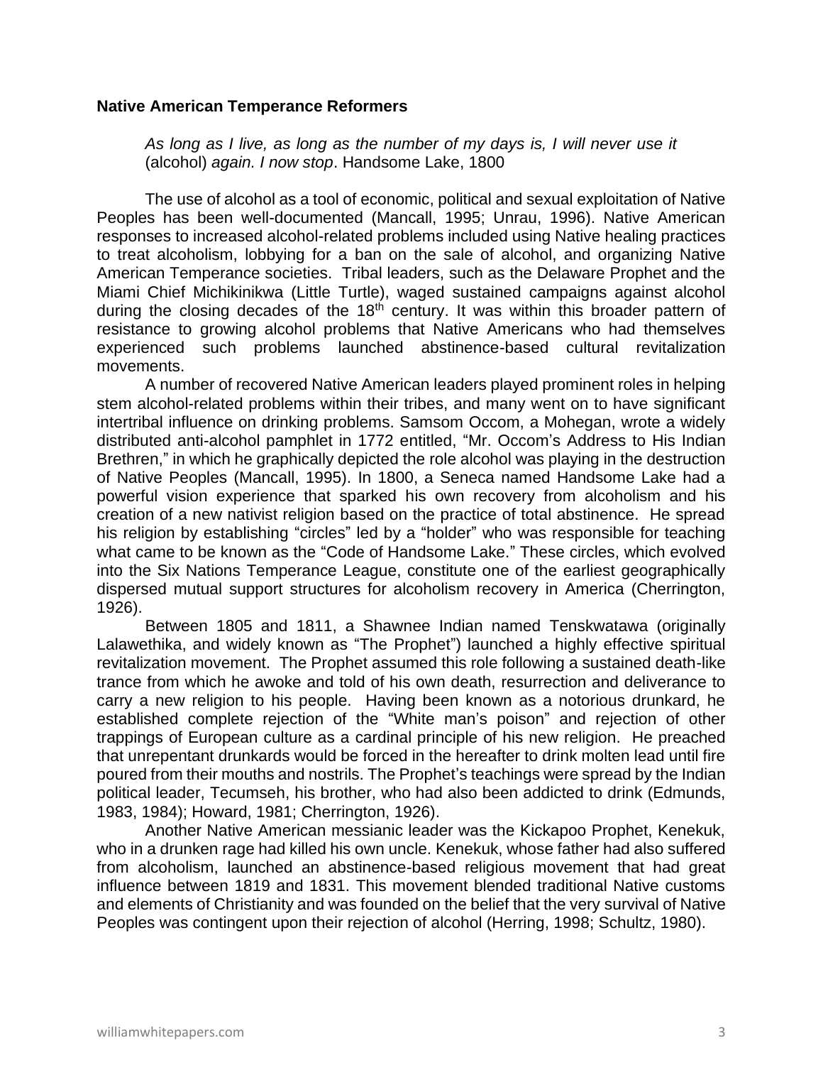**Native American Temperance Reformers**

> *As long as I live, as long as the number of my days is, I will never use it* (alcohol) *again. I now stop*. Handsome Lake, 1800

The use of alcohol as a tool of economic, political and sexual exploitation of Native Peoples has been well-documented (Mancall, 1995; Unrau, 1996). Native American responses to increased alcohol-related problems included using Native healing practices to treat alcoholism, lobbying for a ban on the sale of alcohol, and organizing Native American Temperance societies. Tribal leaders, such as the Delaware Prophet and the Miami Chief Michikinikwa (Little Turtle), waged sustained campaigns against alcohol during the closing decades of the 18th century. It was within this broader pattern of resistance to growing alcohol problems that Native Americans who had themselves experienced such problems launched abstinence-based cultural revitalization movements.

A number of recovered Native American leaders played prominent roles in helping stem alcohol-related problems within their tribes, and many went on to have significant intertribal influence on drinking problems. Samsom Occom, a Mohegan, wrote a widely distributed anti-alcohol pamphlet in 1772 entitled, "Mr. Occom's Address to His Indian Brethren," in which he graphically depicted the role alcohol was playing in the destruction of Native Peoples (Mancall, 1995). In 1800, a Seneca named Handsome Lake had a powerful vision experience that sparked his own recovery from alcoholism and his creation of a new nativist religion based on the practice of total abstinence. He spread his religion by establishing "circles" led by a "holder" who was responsible for teaching what came to be known as the "Code of Handsome Lake." These circles, which evolved into the Six Nations Temperance League, constitute one of the earliest geographically dispersed mutual support structures for alcoholism recovery in America (Cherrington, 1926).

Between 1805 and 1811, a Shawnee Indian named Tenskwatawa (originally Lalawethika, and widely known as "The Prophet") launched a highly effective spiritual revitalization movement. The Prophet assumed this role following a sustained death-like trance from which he awoke and told of his own death, resurrection and deliverance to carry a new religion to his people. Having been known as a notorious drunkard, he established complete rejection of the "White man's poison" and rejection of other trappings of European culture as a cardinal principle of his new religion. He preached that unrepentant drunkards would be forced in the hereafter to drink molten lead until fire poured from their mouths and nostrils. The Prophet's teachings were spread by the Indian political leader, Tecumseh, his brother, who had also been addicted to drink (Edmunds, 1983, 1984); Howard, 1981; Cherrington, 1926).

Another Native American messianic leader was the Kickapoo Prophet, Kenekuk, who in a drunken rage had killed his own uncle. Kenekuk, whose father had also suffered from alcoholism, launched an abstinence-based religious movement that had great influence between 1819 and 1831. This movement blended traditional Native customs and elements of Christianity and was founded on the belief that the very survival of Native Peoples was contingent upon their rejection of alcohol (Herring, 1998; Schultz, 1980).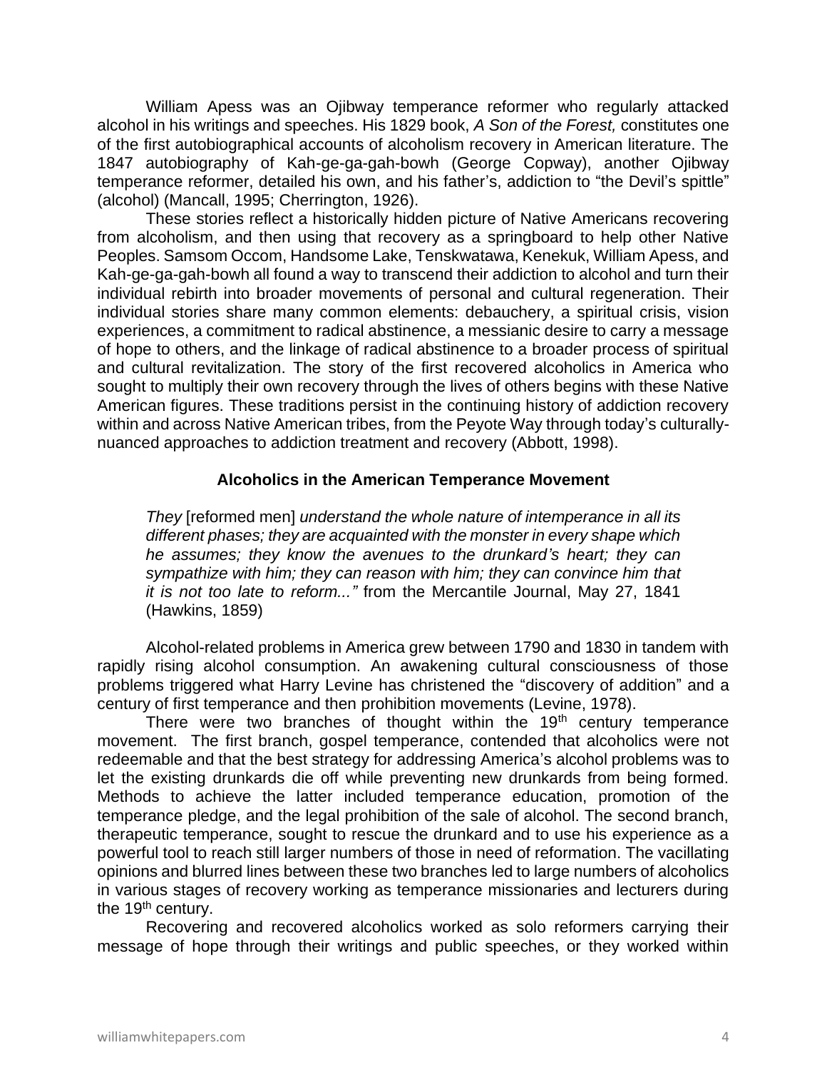William Apess was an Ojibway temperance reformer who regularly attacked alcohol in his writings and speeches. His 1829 book, *A Son of the Forest,* constitutes one of the first autobiographical accounts of alcoholism recovery in American literature. The 1847 autobiography of Kah-ge-ga-gah-bowh (George Copway), another Ojibway temperance reformer, detailed his own, and his father's, addiction to "the Devil's spittle" (alcohol) (Mancall, 1995; Cherrington, 1926).

These stories reflect a historically hidden picture of Native Americans recovering from alcoholism, and then using that recovery as a springboard to help other Native Peoples. Samsom Occom, Handsome Lake, Tenskwatawa, Kenekuk, William Apess, and Kah-ge-ga-gah-bowh all found a way to transcend their addiction to alcohol and turn their individual rebirth into broader movements of personal and cultural regeneration. Their individual stories share many common elements: debauchery, a spiritual crisis, vision experiences, a commitment to radical abstinence, a messianic desire to carry a message of hope to others, and the linkage of radical abstinence to a broader process of spiritual and cultural revitalization. The story of the first recovered alcoholics in America who sought to multiply their own recovery through the lives of others begins with these Native American figures. These traditions persist in the continuing history of addiction recovery within and across Native American tribes, from the Peyote Way through today's culturally-nuanced approaches to addiction treatment and recovery (Abbott, 1998).

### Alcoholics in the American Temperance Movement

> *They* [reformed men] *understand the whole nature of intemperance in all its different phases; they are acquainted with the monster in every shape which he assumes; they know the avenues to the drunkard's heart; they can sympathize with him; they can reason with him; they can convince him that it is not too late to reform..."* from the Mercantile Journal, May 27, 1841 (Hawkins, 1859)

Alcohol-related problems in America grew between 1790 and 1830 in tandem with rapidly rising alcohol consumption. An awakening cultural consciousness of those problems triggered what Harry Levine has christened the "discovery of addition" and a century of first temperance and then prohibition movements (Levine, 1978).

There were two branches of thought within the 19th century temperance movement. The first branch, gospel temperance, contended that alcoholics were not redeemable and that the best strategy for addressing America's alcohol problems was to let the existing drunkards die off while preventing new drunkards from being formed. Methods to achieve the latter included temperance education, promotion of the temperance pledge, and the legal prohibition of the sale of alcohol. The second branch, therapeutic temperance, sought to rescue the drunkard and to use his experience as a powerful tool to reach still larger numbers of those in need of reformation. The vacillating opinions and blurred lines between these two branches led to large numbers of alcoholics in various stages of recovery working as temperance missionaries and lecturers during the 19th century.

Recovering and recovered alcoholics worked as solo reformers carrying their message of hope through their writings and public speeches, or they worked within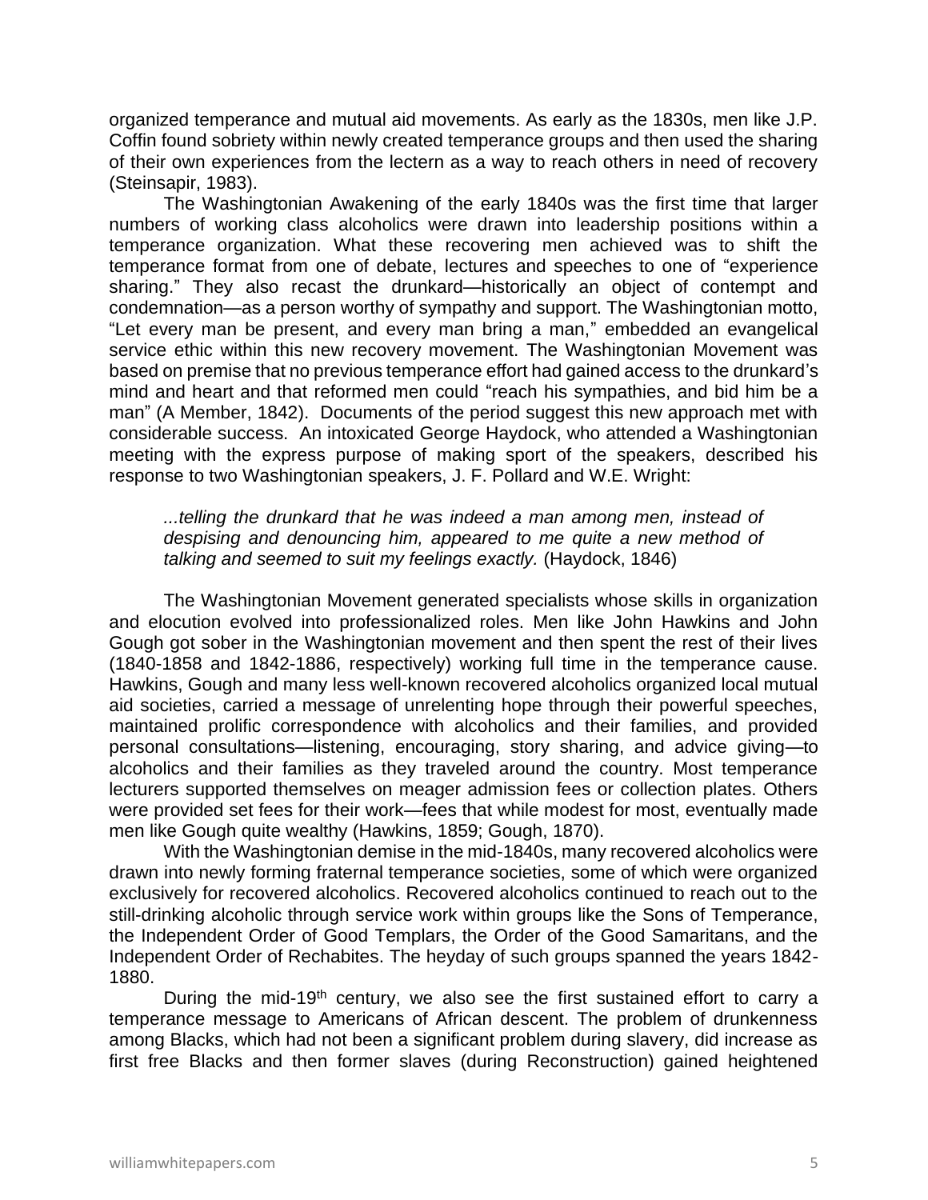organized temperance and mutual aid movements. As early as the 1830s, men like J.P. Coffin found sobriety within newly created temperance groups and then used the sharing of their own experiences from the lectern as a way to reach others in need of recovery (Steinsapir, 1983).

The Washingtonian Awakening of the early 1840s was the first time that larger numbers of working class alcoholics were drawn into leadership positions within a temperance organization. What these recovering men achieved was to shift the temperance format from one of debate, lectures and speeches to one of "experience sharing." They also recast the drunkard—historically an object of contempt and condemnation—as a person worthy of sympathy and support. The Washingtonian motto, "Let every man be present, and every man bring a man," embedded an evangelical service ethic within this new recovery movement. The Washingtonian Movement was based on premise that no previous temperance effort had gained access to the drunkard's mind and heart and that reformed men could "reach his sympathies, and bid him be a man" (A Member, 1842). Documents of the period suggest this new approach met with considerable success. An intoxicated George Haydock, who attended a Washingtonian meeting with the express purpose of making sport of the speakers, described his response to two Washingtonian speakers, J. F. Pollard and W.E. Wright:

> *...telling the drunkard that he was indeed a man among men, instead of despising and denouncing him, appeared to me quite a new method of talking and seemed to suit my feelings exactly.* (Haydock, 1846)

The Washingtonian Movement generated specialists whose skills in organization and elocution evolved into professionalized roles. Men like John Hawkins and John Gough got sober in the Washingtonian movement and then spent the rest of their lives (1840-1858 and 1842-1886, respectively) working full time in the temperance cause. Hawkins, Gough and many less well-known recovered alcoholics organized local mutual aid societies, carried a message of unrelenting hope through their powerful speeches, maintained prolific correspondence with alcoholics and their families, and provided personal consultations—listening, encouraging, story sharing, and advice giving—to alcoholics and their families as they traveled around the country. Most temperance lecturers supported themselves on meager admission fees or collection plates. Others were provided set fees for their work—fees that while modest for most, eventually made men like Gough quite wealthy (Hawkins, 1859; Gough, 1870).

With the Washingtonian demise in the mid-1840s, many recovered alcoholics were drawn into newly forming fraternal temperance societies, some of which were organized exclusively for recovered alcoholics. Recovered alcoholics continued to reach out to the still-drinking alcoholic through service work within groups like the Sons of Temperance, the Independent Order of Good Templars, the Order of the Good Samaritans, and the Independent Order of Rechabites. The heyday of such groups spanned the years 1842-1880.

During the mid-19th century, we also see the first sustained effort to carry a temperance message to Americans of African descent. The problem of drunkenness among Blacks, which had not been a significant problem during slavery, did increase as first free Blacks and then former slaves (during Reconstruction) gained heightened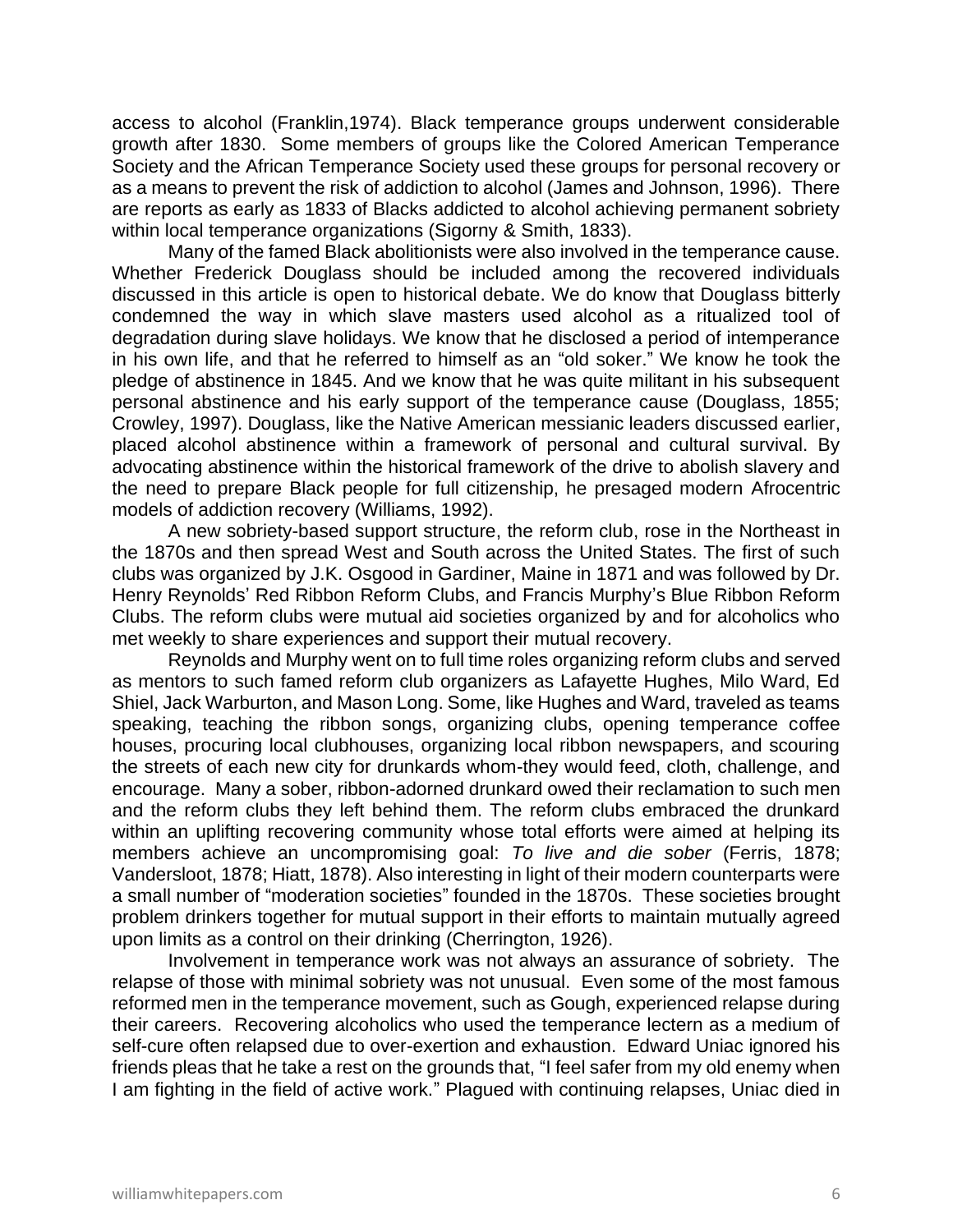access to alcohol (Franklin,1974). Black temperance groups underwent considerable growth after 1830. Some members of groups like the Colored American Temperance Society and the African Temperance Society used these groups for personal recovery or as a means to prevent the risk of addiction to alcohol (James and Johnson, 1996). There are reports as early as 1833 of Blacks addicted to alcohol achieving permanent sobriety within local temperance organizations (Sigorny & Smith, 1833).

Many of the famed Black abolitionists were also involved in the temperance cause. Whether Frederick Douglass should be included among the recovered individuals discussed in this article is open to historical debate. We do know that Douglass bitterly condemned the way in which slave masters used alcohol as a ritualized tool of degradation during slave holidays. We know that he disclosed a period of intemperance in his own life, and that he referred to himself as an "old soker." We know he took the pledge of abstinence in 1845. And we know that he was quite militant in his subsequent personal abstinence and his early support of the temperance cause (Douglass, 1855; Crowley, 1997). Douglass, like the Native American messianic leaders discussed earlier, placed alcohol abstinence within a framework of personal and cultural survival. By advocating abstinence within the historical framework of the drive to abolish slavery and the need to prepare Black people for full citizenship, he presaged modern Afrocentric models of addiction recovery (Williams, 1992).

A new sobriety-based support structure, the reform club, rose in the Northeast in the 1870s and then spread West and South across the United States. The first of such clubs was organized by J.K. Osgood in Gardiner, Maine in 1871 and was followed by Dr. Henry Reynolds' Red Ribbon Reform Clubs, and Francis Murphy's Blue Ribbon Reform Clubs. The reform clubs were mutual aid societies organized by and for alcoholics who met weekly to share experiences and support their mutual recovery.

Reynolds and Murphy went on to full time roles organizing reform clubs and served as mentors to such famed reform club organizers as Lafayette Hughes, Milo Ward, Ed Shiel, Jack Warburton, and Mason Long. Some, like Hughes and Ward, traveled as teams speaking, teaching the ribbon songs, organizing clubs, opening temperance coffee houses, procuring local clubhouses, organizing local ribbon newspapers, and scouring the streets of each new city for drunkards whom-they would feed, cloth, challenge, and encourage. Many a sober, ribbon-adorned drunkard owed their reclamation to such men and the reform clubs they left behind them. The reform clubs embraced the drunkard within an uplifting recovering community whose total efforts were aimed at helping its members achieve an uncompromising goal: *To live and die sober* (Ferris, 1878; Vandersloot, 1878; Hiatt, 1878). Also interesting in light of their modern counterparts were a small number of "moderation societies" founded in the 1870s. These societies brought problem drinkers together for mutual support in their efforts to maintain mutually agreed upon limits as a control on their drinking (Cherrington, 1926).

Involvement in temperance work was not always an assurance of sobriety. The relapse of those with minimal sobriety was not unusual. Even some of the most famous reformed men in the temperance movement, such as Gough, experienced relapse during their careers. Recovering alcoholics who used the temperance lectern as a medium of self-cure often relapsed due to over-exertion and exhaustion. Edward Uniac ignored his friends pleas that he take a rest on the grounds that, "I feel safer from my old enemy when I am fighting in the field of active work." Plagued with continuing relapses, Uniac died in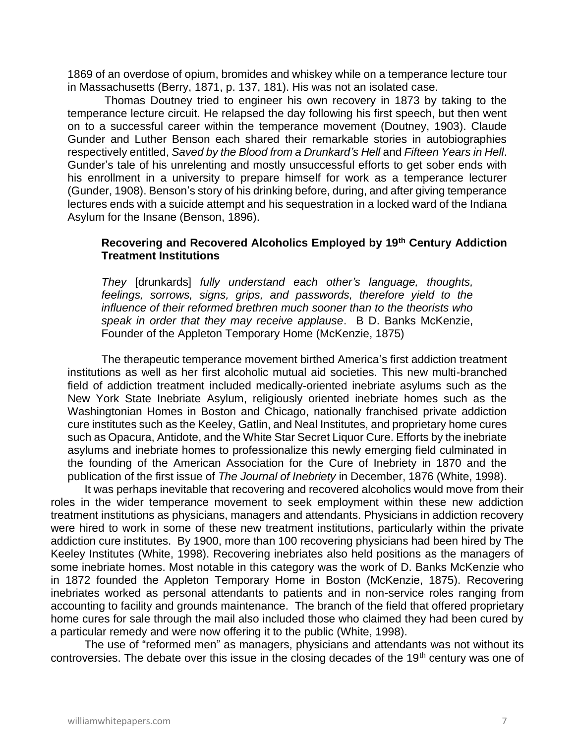1869 of an overdose of opium, bromides and whiskey while on a temperance lecture tour in Massachusetts (Berry, 1871, p. 137, 181). His was not an isolated case.

Thomas Doutney tried to engineer his own recovery in 1873 by taking to the temperance lecture circuit. He relapsed the day following his first speech, but then went on to a successful career within the temperance movement (Doutney, 1903). Claude Gunder and Luther Benson each shared their remarkable stories in autobiographies respectively entitled, *Saved by the Blood from a Drunkard's Hell* and *Fifteen Years in Hell*. Gunder's tale of his unrelenting and mostly unsuccessful efforts to get sober ends with his enrollment in a university to prepare himself for work as a temperance lecturer (Gunder, 1908). Benson's story of his drinking before, during, and after giving temperance lectures ends with a suicide attempt and his sequestration in a locked ward of the Indiana Asylum for the Insane (Benson, 1896).

### Recovering and Recovered Alcoholics Employed by 19th Century Addiction Treatment Institutions

> *They* [drunkards] *fully understand each other's language, thoughts, feelings, sorrows, signs, grips, and passwords, therefore yield to the influence of their reformed brethren much sooner than to the theorists who speak in order that they may receive applause*. B D. Banks McKenzie, Founder of the Appleton Temporary Home (McKenzie, 1875)

The therapeutic temperance movement birthed America's first addiction treatment institutions as well as her first alcoholic mutual aid societies. This new multi-branched field of addiction treatment included medically-oriented inebriate asylums such as the New York State Inebriate Asylum, religiously oriented inebriate homes such as the Washingtonian Homes in Boston and Chicago, nationally franchised private addiction cure institutes such as the Keeley, Gatlin, and Neal Institutes, and proprietary home cures such as Opacura, Antidote, and the White Star Secret Liquor Cure. Efforts by the inebriate asylums and inebriate homes to professionalize this newly emerging field culminated in the founding of the American Association for the Cure of Inebriety in 1870 and the publication of the first issue of *The Journal of Inebriety* in December, 1876 (White, 1998).

It was perhaps inevitable that recovering and recovered alcoholics would move from their roles in the wider temperance movement to seek employment within these new addiction treatment institutions as physicians, managers and attendants. Physicians in addiction recovery were hired to work in some of these new treatment institutions, particularly within the private addiction cure institutes. By 1900, more than 100 recovering physicians had been hired by The Keeley Institutes (White, 1998). Recovering inebriates also held positions as the managers of some inebriate homes. Most notable in this category was the work of D. Banks McKenzie who in 1872 founded the Appleton Temporary Home in Boston (McKenzie, 1875). Recovering inebriates worked as personal attendants to patients and in non-service roles ranging from accounting to facility and grounds maintenance. The branch of the field that offered proprietary home cures for sale through the mail also included those who claimed they had been cured by a particular remedy and were now offering it to the public (White, 1998).

The use of "reformed men" as managers, physicians and attendants was not without its controversies. The debate over this issue in the closing decades of the 19th century was one of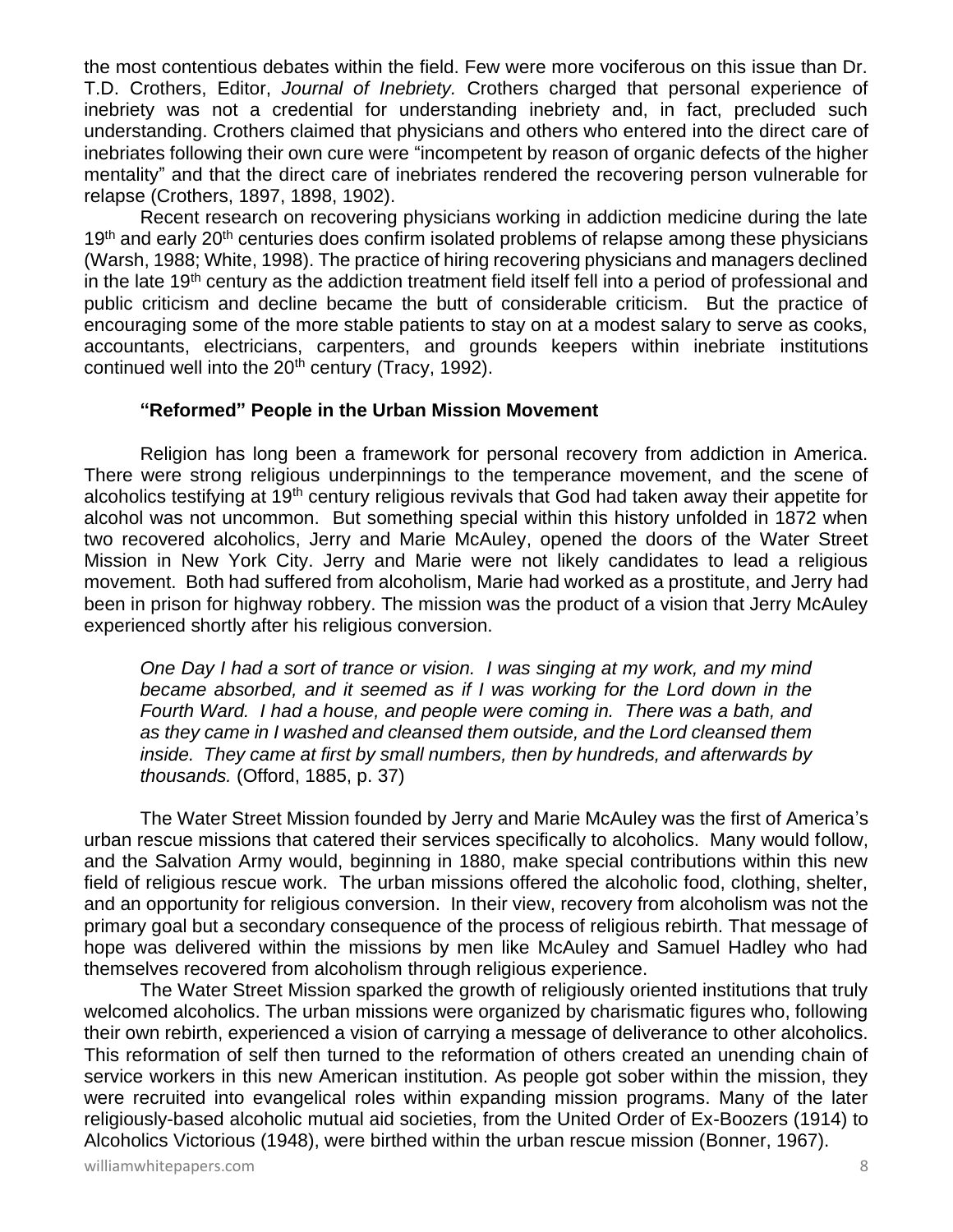the most contentious debates within the field. Few were more vociferous on this issue than Dr. T.D. Crothers, Editor, *Journal of Inebriety.* Crothers charged that personal experience of inebriety was not a credential for understanding inebriety and, in fact, precluded such understanding. Crothers claimed that physicians and others who entered into the direct care of inebriates following their own cure were "incompetent by reason of organic defects of the higher mentality" and that the direct care of inebriates rendered the recovering person vulnerable for relapse (Crothers, 1897, 1898, 1902).

Recent research on recovering physicians working in addiction medicine during the late 19th and early 20th centuries does confirm isolated problems of relapse among these physicians (Warsh, 1988; White, 1998). The practice of hiring recovering physicians and managers declined in the late 19th century as the addiction treatment field itself fell into a period of professional and public criticism and decline became the butt of considerable criticism. But the practice of encouraging some of the more stable patients to stay on at a modest salary to serve as cooks, accountants, electricians, carpenters, and grounds keepers within inebriate institutions continued well into the 20th century (Tracy, 1992).

### "Reformed" People in the Urban Mission Movement

Religion has long been a framework for personal recovery from addiction in America. There were strong religious underpinnings to the temperance movement, and the scene of alcoholics testifying at 19th century religious revivals that God had taken away their appetite for alcohol was not uncommon. But something special within this history unfolded in 1872 when two recovered alcoholics, Jerry and Marie McAuley, opened the doors of the Water Street Mission in New York City. Jerry and Marie were not likely candidates to lead a religious movement. Both had suffered from alcoholism, Marie had worked as a prostitute, and Jerry had been in prison for highway robbery. The mission was the product of a vision that Jerry McAuley experienced shortly after his religious conversion.

> *One Day I had a sort of trance or vision. I was singing at my work, and my mind became absorbed, and it seemed as if I was working for the Lord down in the Fourth Ward. I had a house, and people were coming in. There was a bath, and as they came in I washed and cleansed them outside, and the Lord cleansed them inside. They came at first by small numbers, then by hundreds, and afterwards by thousands.* (Offord, 1885, p. 37)

The Water Street Mission founded by Jerry and Marie McAuley was the first of America's urban rescue missions that catered their services specifically to alcoholics. Many would follow, and the Salvation Army would, beginning in 1880, make special contributions within this new field of religious rescue work. The urban missions offered the alcoholic food, clothing, shelter, and an opportunity for religious conversion. In their view, recovery from alcoholism was not the primary goal but a secondary consequence of the process of religious rebirth. That message of hope was delivered within the missions by men like McAuley and Samuel Hadley who had themselves recovered from alcoholism through religious experience.

The Water Street Mission sparked the growth of religiously oriented institutions that truly welcomed alcoholics. The urban missions were organized by charismatic figures who, following their own rebirth, experienced a vision of carrying a message of deliverance to other alcoholics. This reformation of self then turned to the reformation of others created an unending chain of service workers in this new American institution. As people got sober within the mission, they were recruited into evangelical roles within expanding mission programs. Many of the later religiously-based alcoholic mutual aid societies, from the United Order of Ex-Boozers (1914) to Alcoholics Victorious (1948), were birthed within the urban rescue mission (Bonner, 1967).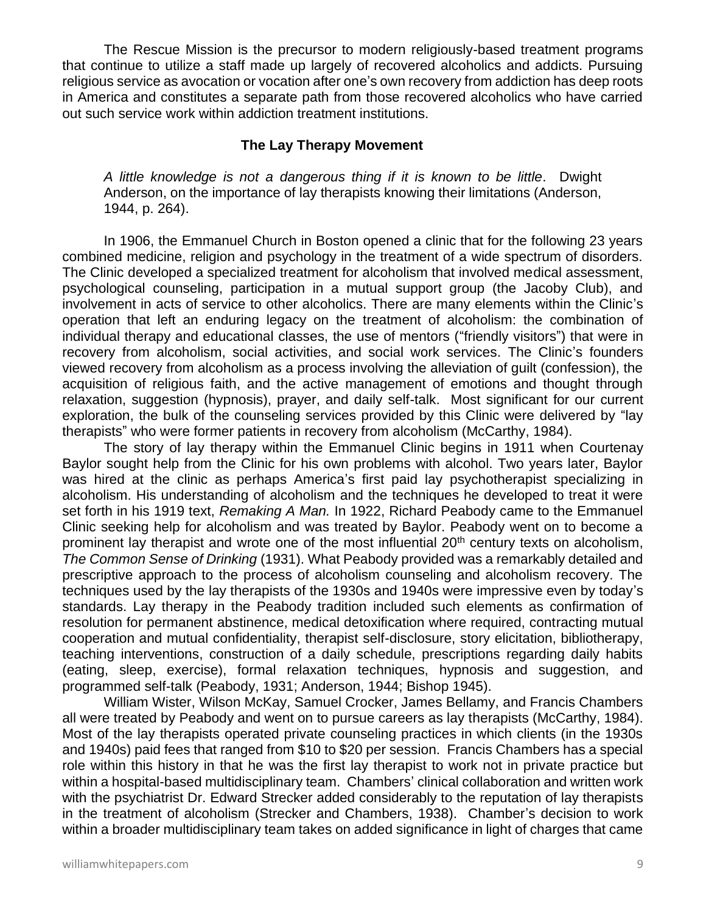The Rescue Mission is the precursor to modern religiously-based treatment programs that continue to utilize a staff made up largely of recovered alcoholics and addicts. Pursuing religious service as avocation or vocation after one's own recovery from addiction has deep roots in America and constitutes a separate path from those recovered alcoholics who have carried out such service work within addiction treatment institutions.

**The Lay Therapy Movement**

> *A little knowledge is not a dangerous thing if it is known to be little*. Dwight Anderson, on the importance of lay therapists knowing their limitations (Anderson, 1944, p. 264).

In 1906, the Emmanuel Church in Boston opened a clinic that for the following 23 years combined medicine, religion and psychology in the treatment of a wide spectrum of disorders. The Clinic developed a specialized treatment for alcoholism that involved medical assessment, psychological counseling, participation in a mutual support group (the Jacoby Club), and involvement in acts of service to other alcoholics. There are many elements within the Clinic's operation that left an enduring legacy on the treatment of alcoholism: the combination of individual therapy and educational classes, the use of mentors ("friendly visitors") that were in recovery from alcoholism, social activities, and social work services. The Clinic's founders viewed recovery from alcoholism as a process involving the alleviation of guilt (confession), the acquisition of religious faith, and the active management of emotions and thought through relaxation, suggestion (hypnosis), prayer, and daily self-talk. Most significant for our current exploration, the bulk of the counseling services provided by this Clinic were delivered by "lay therapists" who were former patients in recovery from alcoholism (McCarthy, 1984).

The story of lay therapy within the Emmanuel Clinic begins in 1911 when Courtenay Baylor sought help from the Clinic for his own problems with alcohol. Two years later, Baylor was hired at the clinic as perhaps America's first paid lay psychotherapist specializing in alcoholism. His understanding of alcoholism and the techniques he developed to treat it were set forth in his 1919 text, *Remaking A Man.* In 1922, Richard Peabody came to the Emmanuel Clinic seeking help for alcoholism and was treated by Baylor. Peabody went on to become a prominent lay therapist and wrote one of the most influential 20th century texts on alcoholism, *The Common Sense of Drinking* (1931). What Peabody provided was a remarkably detailed and prescriptive approach to the process of alcoholism counseling and alcoholism recovery. The techniques used by the lay therapists of the 1930s and 1940s were impressive even by today's standards. Lay therapy in the Peabody tradition included such elements as confirmation of resolution for permanent abstinence, medical detoxification where required, contracting mutual cooperation and mutual confidentiality, therapist self-disclosure, story elicitation, bibliotherapy, teaching interventions, construction of a daily schedule, prescriptions regarding daily habits (eating, sleep, exercise), formal relaxation techniques, hypnosis and suggestion, and programmed self-talk (Peabody, 1931; Anderson, 1944; Bishop 1945).

William Wister, Wilson McKay, Samuel Crocker, James Bellamy, and Francis Chambers all were treated by Peabody and went on to pursue careers as lay therapists (McCarthy, 1984). Most of the lay therapists operated private counseling practices in which clients (in the 1930s and 1940s) paid fees that ranged from $10 to $20 per session. Francis Chambers has a special role within this history in that he was the first lay therapist to work not in private practice but within a hospital-based multidisciplinary team. Chambers' clinical collaboration and written work with the psychiatrist Dr. Edward Strecker added considerably to the reputation of lay therapists in the treatment of alcoholism (Strecker and Chambers, 1938). Chamber's decision to work within a broader multidisciplinary team takes on added significance in light of charges that came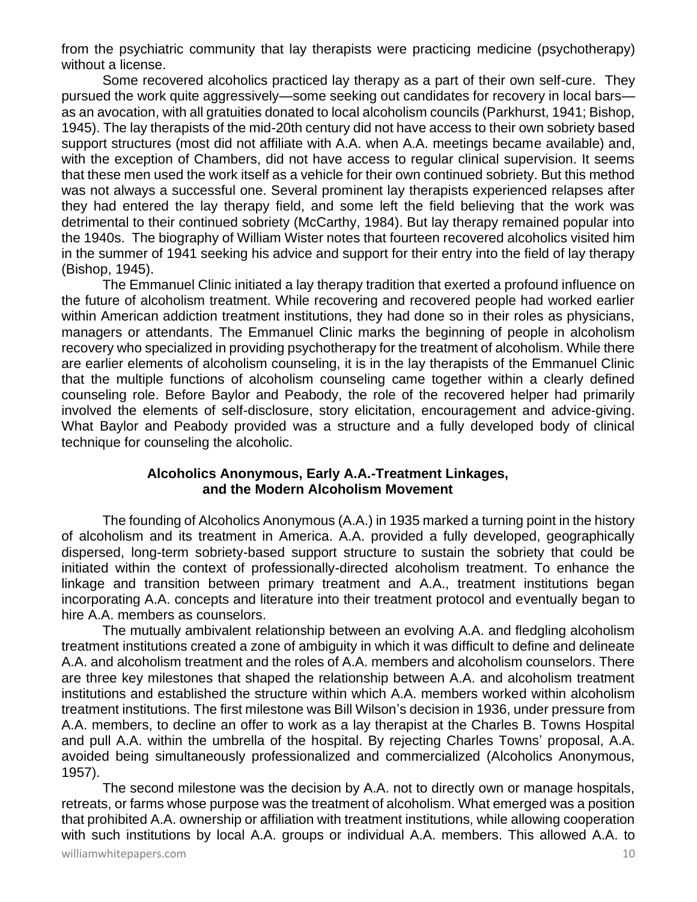from the psychiatric community that lay therapists were practicing medicine (psychotherapy) without a license.

Some recovered alcoholics practiced lay therapy as a part of their own self-cure. They pursued the work quite aggressively—some seeking out candidates for recovery in local bars—as an avocation, with all gratuities donated to local alcoholism councils (Parkhurst, 1941; Bishop, 1945). The lay therapists of the mid-20th century did not have access to their own sobriety based support structures (most did not affiliate with A.A. when A.A. meetings became available) and, with the exception of Chambers, did not have access to regular clinical supervision. It seems that these men used the work itself as a vehicle for their own continued sobriety. But this method was not always a successful one. Several prominent lay therapists experienced relapses after they had entered the lay therapy field, and some left the field believing that the work was detrimental to their continued sobriety (McCarthy, 1984). But lay therapy remained popular into the 1940s. The biography of William Wister notes that fourteen recovered alcoholics visited him in the summer of 1941 seeking his advice and support for their entry into the field of lay therapy (Bishop, 1945).

The Emmanuel Clinic initiated a lay therapy tradition that exerted a profound influence on the future of alcoholism treatment. While recovering and recovered people had worked earlier within American addiction treatment institutions, they had done so in their roles as physicians, managers or attendants. The Emmanuel Clinic marks the beginning of people in alcoholism recovery who specialized in providing psychotherapy for the treatment of alcoholism. While there are earlier elements of alcoholism counseling, it is in the lay therapists of the Emmanuel Clinic that the multiple functions of alcoholism counseling came together within a clearly defined counseling role. Before Baylor and Peabody, the role of the recovered helper had primarily involved the elements of self-disclosure, story elicitation, encouragement and advice-giving. What Baylor and Peabody provided was a structure and a fully developed body of clinical technique for counseling the alcoholic.

## Alcoholics Anonymous, Early A.A.-Treatment Linkages, and the Modern Alcoholism Movement

The founding of Alcoholics Anonymous (A.A.) in 1935 marked a turning point in the history of alcoholism and its treatment in America. A.A. provided a fully developed, geographically dispersed, long-term sobriety-based support structure to sustain the sobriety that could be initiated within the context of professionally-directed alcoholism treatment. To enhance the linkage and transition between primary treatment and A.A., treatment institutions began incorporating A.A. concepts and literature into their treatment protocol and eventually began to hire A.A. members as counselors.

The mutually ambivalent relationship between an evolving A.A. and fledgling alcoholism treatment institutions created a zone of ambiguity in which it was difficult to define and delineate A.A. and alcoholism treatment and the roles of A.A. members and alcoholism counselors. There are three key milestones that shaped the relationship between A.A. and alcoholism treatment institutions and established the structure within which A.A. members worked within alcoholism treatment institutions. The first milestone was Bill Wilson's decision in 1936, under pressure from A.A. members, to decline an offer to work as a lay therapist at the Charles B. Towns Hospital and pull A.A. within the umbrella of the hospital. By rejecting Charles Towns' proposal, A.A. avoided being simultaneously professionalized and commercialized (Alcoholics Anonymous, 1957).

The second milestone was the decision by A.A. not to directly own or manage hospitals, retreats, or farms whose purpose was the treatment of alcoholism. What emerged was a position that prohibited A.A. ownership or affiliation with treatment institutions, while allowing cooperation with such institutions by local A.A. groups or individual A.A. members. This allowed A.A. to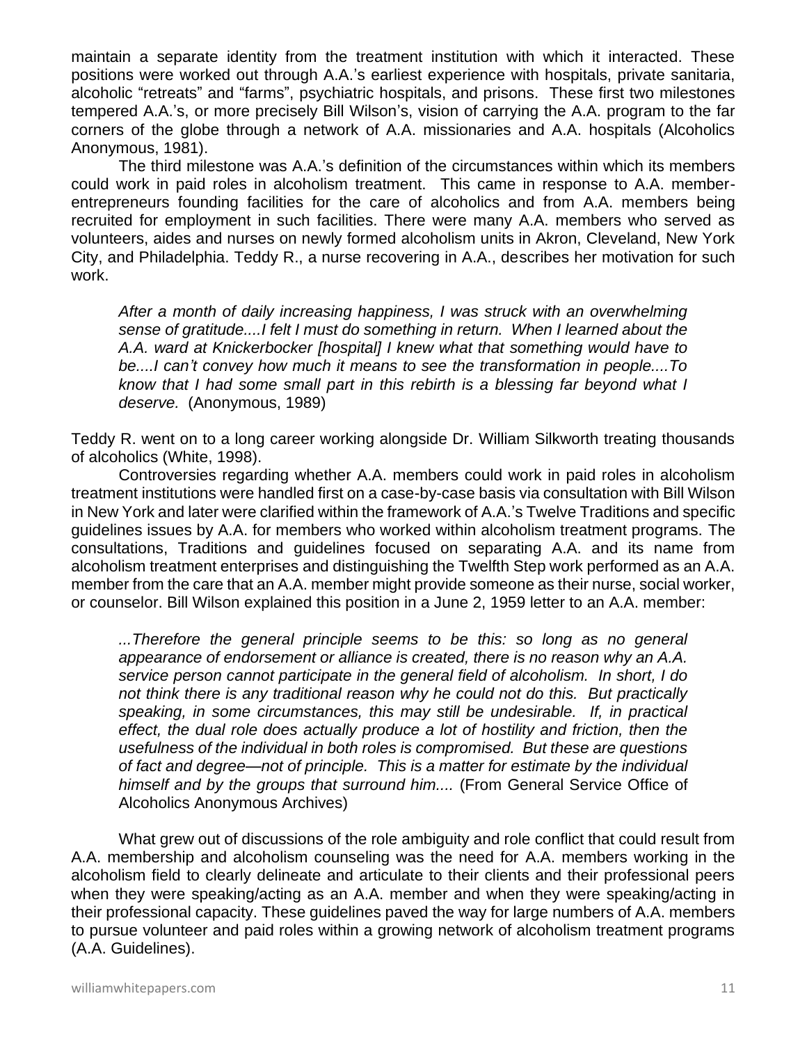maintain a separate identity from the treatment institution with which it interacted. These positions were worked out through A.A.'s earliest experience with hospitals, private sanitaria, alcoholic "retreats" and "farms", psychiatric hospitals, and prisons. These first two milestones tempered A.A.'s, or more precisely Bill Wilson's, vision of carrying the A.A. program to the far corners of the globe through a network of A.A. missionaries and A.A. hospitals (Alcoholics Anonymous, 1981).

The third milestone was A.A.'s definition of the circumstances within which its members could work in paid roles in alcoholism treatment. This came in response to A.A. member-entrepreneurs founding facilities for the care of alcoholics and from A.A. members being recruited for employment in such facilities. There were many A.A. members who served as volunteers, aides and nurses on newly formed alcoholism units in Akron, Cleveland, New York City, and Philadelphia. Teddy R., a nurse recovering in A.A., describes her motivation for such work.

> *After a month of daily increasing happiness, I was struck with an overwhelming sense of gratitude....I felt I must do something in return. When I learned about the A.A. ward at Knickerbocker [hospital] I knew what that something would have to be....I can't convey how much it means to see the transformation in people....To know that I had some small part in this rebirth is a blessing far beyond what I deserve.* (Anonymous, 1989)

Teddy R. went on to a long career working alongside Dr. William Silkworth treating thousands of alcoholics (White, 1998).

Controversies regarding whether A.A. members could work in paid roles in alcoholism treatment institutions were handled first on a case-by-case basis via consultation with Bill Wilson in New York and later were clarified within the framework of A.A.'s Twelve Traditions and specific guidelines issues by A.A. for members who worked within alcoholism treatment programs. The consultations, Traditions and guidelines focused on separating A.A. and its name from alcoholism treatment enterprises and distinguishing the Twelfth Step work performed as an A.A. member from the care that an A.A. member might provide someone as their nurse, social worker, or counselor. Bill Wilson explained this position in a June 2, 1959 letter to an A.A. member:

> *...Therefore the general principle seems to be this: so long as no general appearance of endorsement or alliance is created, there is no reason why an A.A. service person cannot participate in the general field of alcoholism. In short, I do not think there is any traditional reason why he could not do this. But practically speaking, in some circumstances, this may still be undesirable. If, in practical effect, the dual role does actually produce a lot of hostility and friction, then the usefulness of the individual in both roles is compromised. But these are questions of fact and degree—not of principle. This is a matter for estimate by the individual himself and by the groups that surround him....* (From General Service Office of Alcoholics Anonymous Archives)

What grew out of discussions of the role ambiguity and role conflict that could result from A.A. membership and alcoholism counseling was the need for A.A. members working in the alcoholism field to clearly delineate and articulate to their clients and their professional peers when they were speaking/acting as an A.A. member and when they were speaking/acting in their professional capacity. These guidelines paved the way for large numbers of A.A. members to pursue volunteer and paid roles within a growing network of alcoholism treatment programs (A.A. Guidelines).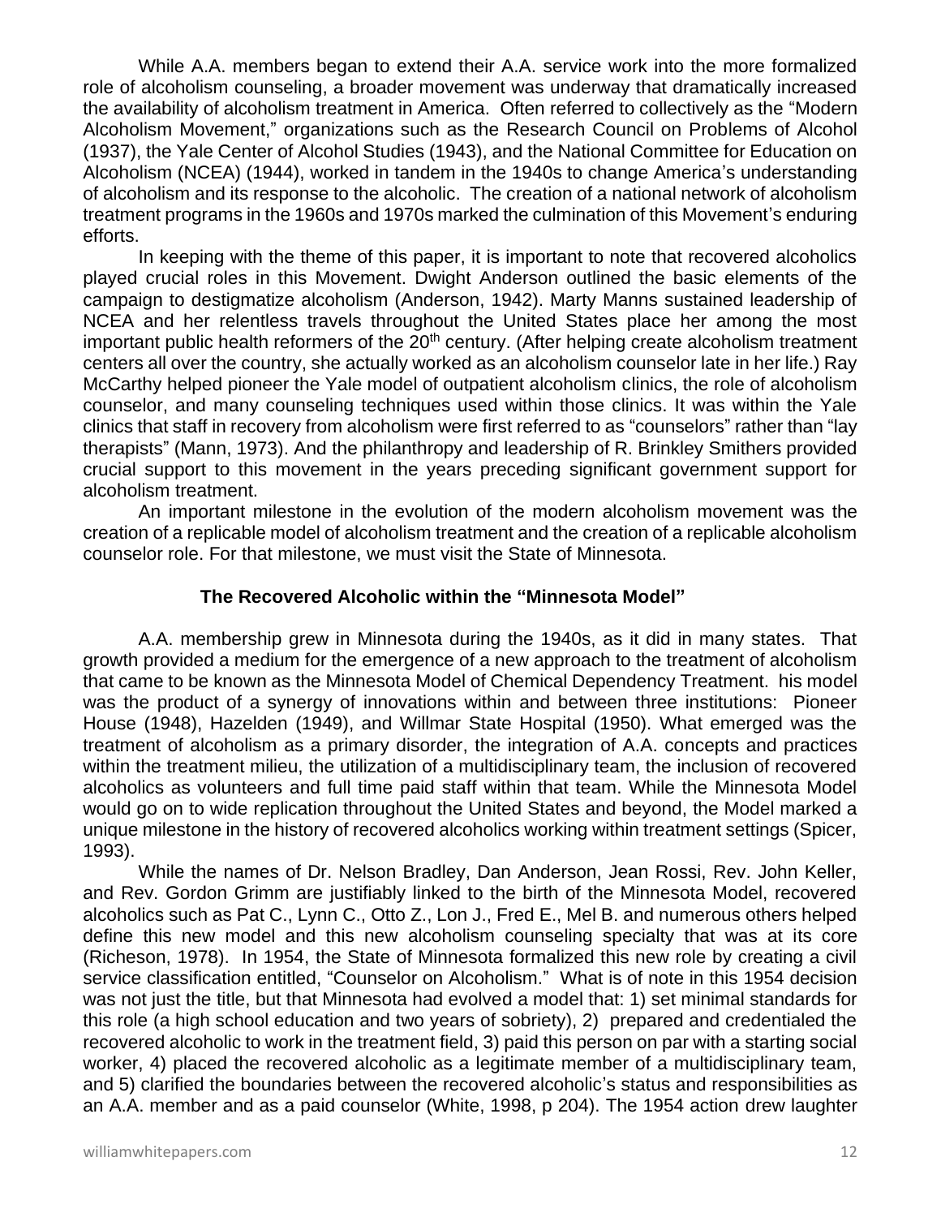While A.A. members began to extend their A.A. service work into the more formalized role of alcoholism counseling, a broader movement was underway that dramatically increased the availability of alcoholism treatment in America. Often referred to collectively as the "Modern Alcoholism Movement," organizations such as the Research Council on Problems of Alcohol (1937), the Yale Center of Alcohol Studies (1943), and the National Committee for Education on Alcoholism (NCEA) (1944), worked in tandem in the 1940s to change America's understanding of alcoholism and its response to the alcoholic. The creation of a national network of alcoholism treatment programs in the 1960s and 1970s marked the culmination of this Movement's enduring efforts.

In keeping with the theme of this paper, it is important to note that recovered alcoholics played crucial roles in this Movement. Dwight Anderson outlined the basic elements of the campaign to destigmatize alcoholism (Anderson, 1942). Marty Manns sustained leadership of NCEA and her relentless travels throughout the United States place her among the most important public health reformers of the 20th century. (After helping create alcoholism treatment centers all over the country, she actually worked as an alcoholism counselor late in her life.) Ray McCarthy helped pioneer the Yale model of outpatient alcoholism clinics, the role of alcoholism counselor, and many counseling techniques used within those clinics. It was within the Yale clinics that staff in recovery from alcoholism were first referred to as "counselors" rather than "lay therapists" (Mann, 1973). And the philanthropy and leadership of R. Brinkley Smithers provided crucial support to this movement in the years preceding significant government support for alcoholism treatment.

An important milestone in the evolution of the modern alcoholism movement was the creation of a replicable model of alcoholism treatment and the creation of a replicable alcoholism counselor role. For that milestone, we must visit the State of Minnesota.

### The Recovered Alcoholic within the "Minnesota Model"

A.A. membership grew in Minnesota during the 1940s, as it did in many states. That growth provided a medium for the emergence of a new approach to the treatment of alcoholism that came to be known as the Minnesota Model of Chemical Dependency Treatment. his model was the product of a synergy of innovations within and between three institutions: Pioneer House (1948), Hazelden (1949), and Willmar State Hospital (1950). What emerged was the treatment of alcoholism as a primary disorder, the integration of A.A. concepts and practices within the treatment milieu, the utilization of a multidisciplinary team, the inclusion of recovered alcoholics as volunteers and full time paid staff within that team. While the Minnesota Model would go on to wide replication throughout the United States and beyond, the Model marked a unique milestone in the history of recovered alcoholics working within treatment settings (Spicer, 1993).

While the names of Dr. Nelson Bradley, Dan Anderson, Jean Rossi, Rev. John Keller, and Rev. Gordon Grimm are justifiably linked to the birth of the Minnesota Model, recovered alcoholics such as Pat C., Lynn C., Otto Z., Lon J., Fred E., Mel B. and numerous others helped define this new model and this new alcoholism counseling specialty that was at its core (Richeson, 1978). In 1954, the State of Minnesota formalized this new role by creating a civil service classification entitled, "Counselor on Alcoholism." What is of note in this 1954 decision was not just the title, but that Minnesota had evolved a model that: 1) set minimal standards for this role (a high school education and two years of sobriety), 2) prepared and credentialed the recovered alcoholic to work in the treatment field, 3) paid this person on par with a starting social worker, 4) placed the recovered alcoholic as a legitimate member of a multidisciplinary team, and 5) clarified the boundaries between the recovered alcoholic's status and responsibilities as an A.A. member and as a paid counselor (White, 1998, p 204). The 1954 action drew laughter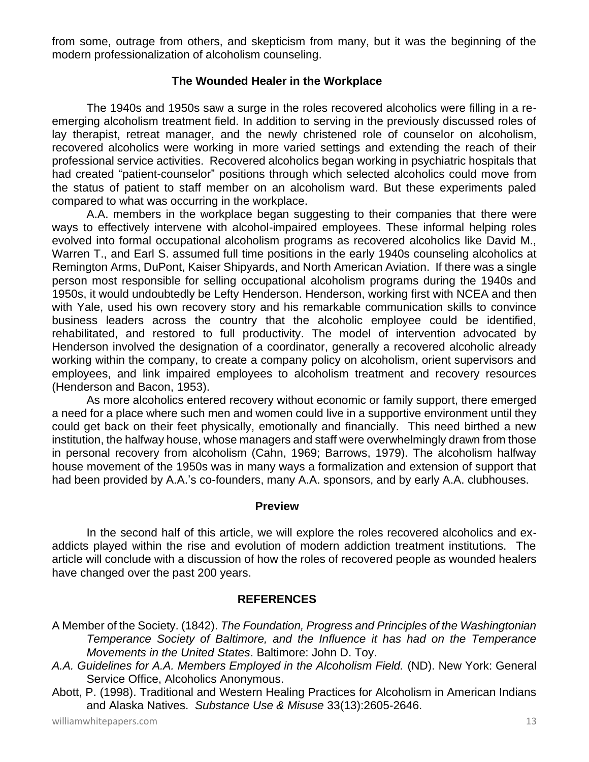from some, outrage from others, and skepticism from many, but it was the beginning of the modern professionalization of alcoholism counseling.

### The Wounded Healer in the Workplace

The 1940s and 1950s saw a surge in the roles recovered alcoholics were filling in a re-emerging alcoholism treatment field. In addition to serving in the previously discussed roles of lay therapist, retreat manager, and the newly christened role of counselor on alcoholism, recovered alcoholics were working in more varied settings and extending the reach of their professional service activities. Recovered alcoholics began working in psychiatric hospitals that had created "patient-counselor" positions through which selected alcoholics could move from the status of patient to staff member on an alcoholism ward. But these experiments paled compared to what was occurring in the workplace.

A.A. members in the workplace began suggesting to their companies that there were ways to effectively intervene with alcohol-impaired employees. These informal helping roles evolved into formal occupational alcoholism programs as recovered alcoholics like David M., Warren T., and Earl S. assumed full time positions in the early 1940s counseling alcoholics at Remington Arms, DuPont, Kaiser Shipyards, and North American Aviation. If there was a single person most responsible for selling occupational alcoholism programs during the 1940s and 1950s, it would undoubtedly be Lefty Henderson. Henderson, working first with NCEA and then with Yale, used his own recovery story and his remarkable communication skills to convince business leaders across the country that the alcoholic employee could be identified, rehabilitated, and restored to full productivity. The model of intervention advocated by Henderson involved the designation of a coordinator, generally a recovered alcoholic already working within the company, to create a company policy on alcoholism, orient supervisors and employees, and link impaired employees to alcoholism treatment and recovery resources (Henderson and Bacon, 1953).

As more alcoholics entered recovery without economic or family support, there emerged a need for a place where such men and women could live in a supportive environment until they could get back on their feet physically, emotionally and financially. This need birthed a new institution, the halfway house, whose managers and staff were overwhelmingly drawn from those in personal recovery from alcoholism (Cahn, 1969; Barrows, 1979). The alcoholism halfway house movement of the 1950s was in many ways a formalization and extension of support that had been provided by A.A.'s co-founders, many A.A. sponsors, and by early A.A. clubhouses.

### Preview

In the second half of this article, we will explore the roles recovered alcoholics and ex-addicts played within the rise and evolution of modern addiction treatment institutions. The article will conclude with a discussion of how the roles of recovered people as wounded healers have changed over the past 200 years.

### REFERENCES

A Member of the Society. (1842). *The Foundation, Progress and Principles of the Washingtonian Temperance Society of Baltimore, and the Influence it has had on the Temperance Movements in the United States*. Baltimore: John D. Toy.

*A.A. Guidelines for A.A. Members Employed in the Alcoholism Field.* (ND). New York: General Service Office, Alcoholics Anonymous.

Abott, P. (1998). Traditional and Western Healing Practices for Alcoholism in American Indians and Alaska Natives. *Substance Use & Misuse* 33(13):2605-2646.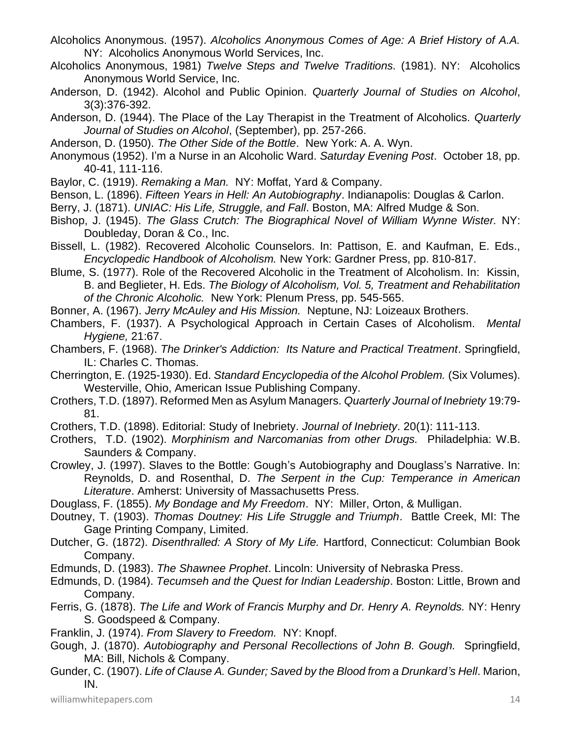Alcoholics Anonymous. (1957). *Alcoholics Anonymous Comes of Age: A Brief History of A.A.* NY: Alcoholics Anonymous World Services, Inc.

Alcoholics Anonymous, 1981) *Twelve Steps and Twelve Traditions.* (1981). NY: Alcoholics Anonymous World Service, Inc.

Anderson, D. (1942). Alcohol and Public Opinion. *Quarterly Journal of Studies on Alcohol*, 3(3):376-392.

Anderson, D. (1944). The Place of the Lay Therapist in the Treatment of Alcoholics. *Quarterly Journal of Studies on Alcohol*, (September), pp. 257-266.

Anderson, D. (1950). *The Other Side of the Bottle*. New York: A. A. Wyn.

Anonymous (1952). I'm a Nurse in an Alcoholic Ward. *Saturday Evening Post*. October 18, pp. 40-41, 111-116.

Baylor, C. (1919). *Remaking a Man.* NY: Moffat, Yard & Company.

Benson, L. (1896). *Fifteen Years in Hell: An Autobiography*. Indianapolis: Douglas & Carlon.

Berry, J. (1871). *UNIAC: His Life, Struggle, and Fall*. Boston, MA: Alfred Mudge & Son.

Bishop, J. (1945). *The Glass Crutch: The Biographical Novel of William Wynne Wister.* NY: Doubleday, Doran & Co., Inc.

Bissell, L. (1982). Recovered Alcoholic Counselors. In: Pattison, E. and Kaufman, E. Eds., *Encyclopedic Handbook of Alcoholism.* New York: Gardner Press, pp. 810-817.

Blume, S. (1977). Role of the Recovered Alcoholic in the Treatment of Alcoholism. In: Kissin, B. and Beglieter, H. Eds. *The Biology of Alcoholism, Vol. 5, Treatment and Rehabilitation of the Chronic Alcoholic.* New York: Plenum Press, pp. 545-565.

Bonner, A. (1967). *Jerry McAuley and His Mission.* Neptune, NJ: Loizeaux Brothers.

Chambers, F. (1937). A Psychological Approach in Certain Cases of Alcoholism. *Mental Hygiene,* 21:67.

Chambers, F. (1968). *The Drinker's Addiction: Its Nature and Practical Treatment*. Springfield, IL: Charles C. Thomas.

Cherrington, E. (1925-1930). Ed. *Standard Encyclopedia of the Alcohol Problem.* (Six Volumes). Westerville, Ohio, American Issue Publishing Company.

Crothers, T.D. (1897). Reformed Men as Asylum Managers. *Quarterly Journal of Inebriety* 19:79-81.

Crothers, T.D. (1898). Editorial: Study of Inebriety. *Journal of Inebriety*. 20(1): 111-113.

Crothers, T.D. (1902). *Morphinism and Narcomanias from other Drugs.* Philadelphia: W.B. Saunders & Company.

Crowley, J. (1997). Slaves to the Bottle: Gough's Autobiography and Douglass's Narrative. In: Reynolds, D. and Rosenthal, D. *The Serpent in the Cup: Temperance in American Literature*. Amherst: University of Massachusetts Press.

Douglass, F. (1855). *My Bondage and My Freedom*. NY: Miller, Orton, & Mulligan.

Doutney, T. (1903). *Thomas Doutney: His Life Struggle and Triumph*. Battle Creek, MI: The Gage Printing Company, Limited.

Dutcher, G. (1872). *Disenthralled: A Story of My Life.* Hartford, Connecticut: Columbian Book Company.

Edmunds, D. (1983). *The Shawnee Prophet*. Lincoln: University of Nebraska Press.

Edmunds, D. (1984). *Tecumseh and the Quest for Indian Leadership*. Boston: Little, Brown and Company.

Ferris, G. (1878). *The Life and Work of Francis Murphy and Dr. Henry A. Reynolds.* NY: Henry S. Goodspeed & Company.

Franklin, J. (1974). *From Slavery to Freedom.* NY: Knopf.

Gough, J. (1870). *Autobiography and Personal Recollections of John B. Gough.* Springfield, MA: Bill, Nichols & Company.

Gunder, C. (1907). *Life of Clause A. Gunder; Saved by the Blood from a Drunkard's Hell*. Marion, IN.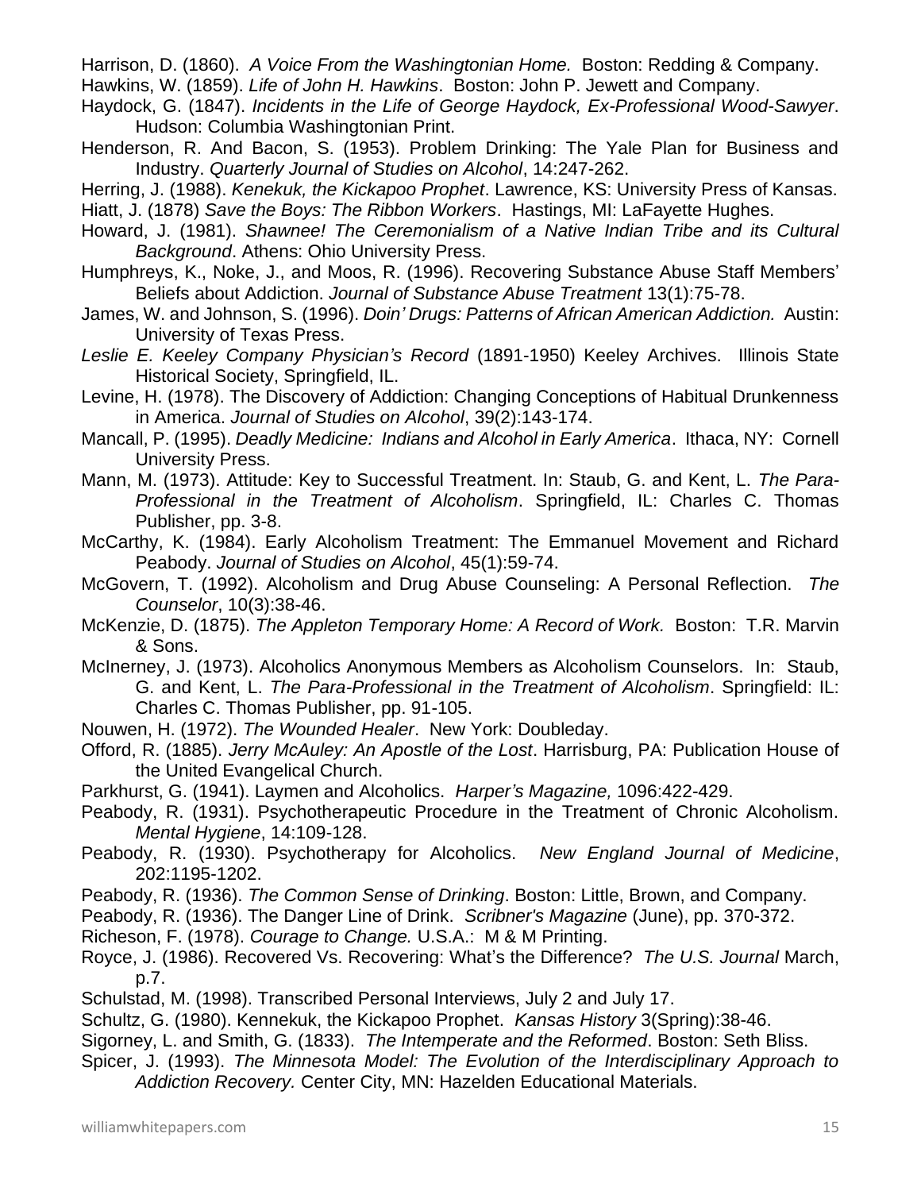Harrison, D. (1860). *A Voice From the Washingtonian Home.* Boston: Redding & Company.

Hawkins, W. (1859). *Life of John H. Hawkins*. Boston: John P. Jewett and Company.

Haydock, G. (1847). *Incidents in the Life of George Haydock, Ex-Professional Wood-Sawyer*. Hudson: Columbia Washingtonian Print.

Henderson, R. And Bacon, S. (1953). Problem Drinking: The Yale Plan for Business and Industry. *Quarterly Journal of Studies on Alcohol*, 14:247-262.

Herring, J. (1988). *Kenekuk, the Kickapoo Prophet*. Lawrence, KS: University Press of Kansas.

Hiatt, J. (1878) *Save the Boys: The Ribbon Workers*. Hastings, MI: LaFayette Hughes.

Howard, J. (1981). *Shawnee! The Ceremonialism of a Native Indian Tribe and its Cultural Background*. Athens: Ohio University Press.

Humphreys, K., Noke, J., and Moos, R. (1996). Recovering Substance Abuse Staff Members' Beliefs about Addiction. *Journal of Substance Abuse Treatment* 13(1):75-78.

James, W. and Johnson, S. (1996). *Doin' Drugs: Patterns of African American Addiction.* Austin: University of Texas Press.

*Leslie E. Keeley Company Physician's Record* (1891-1950) Keeley Archives. Illinois State Historical Society, Springfield, IL.

Levine, H. (1978). The Discovery of Addiction: Changing Conceptions of Habitual Drunkenness in America. *Journal of Studies on Alcohol*, 39(2):143-174.

Mancall, P. (1995). *Deadly Medicine: Indians and Alcohol in Early America*. Ithaca, NY: Cornell University Press.

Mann, M. (1973). Attitude: Key to Successful Treatment. In: Staub, G. and Kent, L. *The Para-Professional in the Treatment of Alcoholism*. Springfield, IL: Charles C. Thomas Publisher, pp. 3-8.

McCarthy, K. (1984). Early Alcoholism Treatment: The Emmanuel Movement and Richard Peabody. *Journal of Studies on Alcohol*, 45(1):59-74.

McGovern, T. (1992). Alcoholism and Drug Abuse Counseling: A Personal Reflection. *The Counselor*, 10(3):38-46.

McKenzie, D. (1875). *The Appleton Temporary Home: A Record of Work.* Boston: T.R. Marvin & Sons.

McInerney, J. (1973). Alcoholics Anonymous Members as Alcoholism Counselors. In: Staub, G. and Kent, L. *The Para-Professional in the Treatment of Alcoholism*. Springfield: IL: Charles C. Thomas Publisher, pp. 91-105.

Nouwen, H. (1972). *The Wounded Healer*. New York: Doubleday.

Offord, R. (1885). *Jerry McAuley: An Apostle of the Lost*. Harrisburg, PA: Publication House of the United Evangelical Church.

Parkhurst, G. (1941). Laymen and Alcoholics. *Harper's Magazine,* 1096:422-429.

Peabody, R. (1931). Psychotherapeutic Procedure in the Treatment of Chronic Alcoholism. *Mental Hygiene*, 14:109-128.

Peabody, R. (1930). Psychotherapy for Alcoholics. *New England Journal of Medicine*, 202:1195-1202.

Peabody, R. (1936). *The Common Sense of Drinking*. Boston: Little, Brown, and Company.

Peabody, R. (1936). The Danger Line of Drink. *Scribner's Magazine* (June), pp. 370-372.

Richeson, F. (1978). *Courage to Change.* U.S.A.: M & M Printing.

Royce, J. (1986). Recovered Vs. Recovering: What's the Difference? *The U.S. Journal* March, p.7.

Schulstad, M. (1998). Transcribed Personal Interviews, July 2 and July 17.

Schultz, G. (1980). Kennekuk, the Kickapoo Prophet. *Kansas History* 3(Spring):38-46.

Sigorney, L. and Smith, G. (1833). *The Intemperate and the Reformed*. Boston: Seth Bliss.

Spicer, J. (1993). *The Minnesota Model: The Evolution of the Interdisciplinary Approach to Addiction Recovery.* Center City, MN: Hazelden Educational Materials.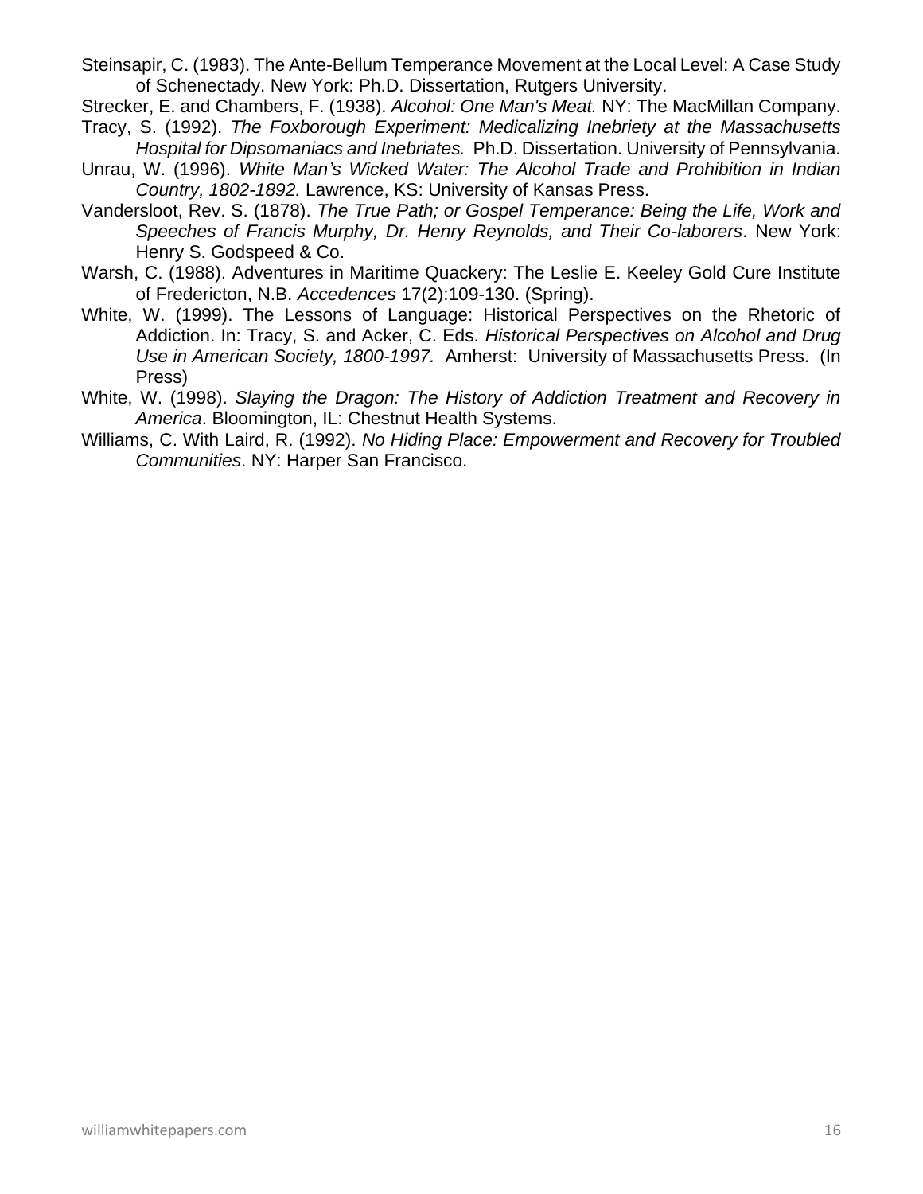Steinsapir, C. (1983). The Ante-Bellum Temperance Movement at the Local Level: A Case Study of Schenectady. New York: Ph.D. Dissertation, Rutgers University.

Strecker, E. and Chambers, F. (1938). *Alcohol: One Man's Meat.* NY: The MacMillan Company.

Tracy, S. (1992). *The Foxborough Experiment: Medicalizing Inebriety at the Massachusetts Hospital for Dipsomaniacs and Inebriates.* Ph.D. Dissertation. University of Pennsylvania.

Unrau, W. (1996). *White Man's Wicked Water: The Alcohol Trade and Prohibition in Indian Country, 1802-1892.* Lawrence, KS: University of Kansas Press.

Vandersloot, Rev. S. (1878). *The True Path; or Gospel Temperance: Being the Life, Work and Speeches of Francis Murphy, Dr. Henry Reynolds, and Their Co-laborers*. New York: Henry S. Godspeed & Co.

Warsh, C. (1988). Adventures in Maritime Quackery: The Leslie E. Keeley Gold Cure Institute of Fredericton, N.B. *Accedences* 17(2):109-130. (Spring).

White, W. (1999). The Lessons of Language: Historical Perspectives on the Rhetoric of Addiction. In: Tracy, S. and Acker, C. Eds. *Historical Perspectives on Alcohol and Drug Use in American Society, 1800-1997.* Amherst: University of Massachusetts Press. (In Press)

White, W. (1998). *Slaying the Dragon: The History of Addiction Treatment and Recovery in America*. Bloomington, IL: Chestnut Health Systems.

Williams, C. With Laird, R. (1992). *No Hiding Place: Empowerment and Recovery for Troubled Communities*. NY: Harper San Francisco.